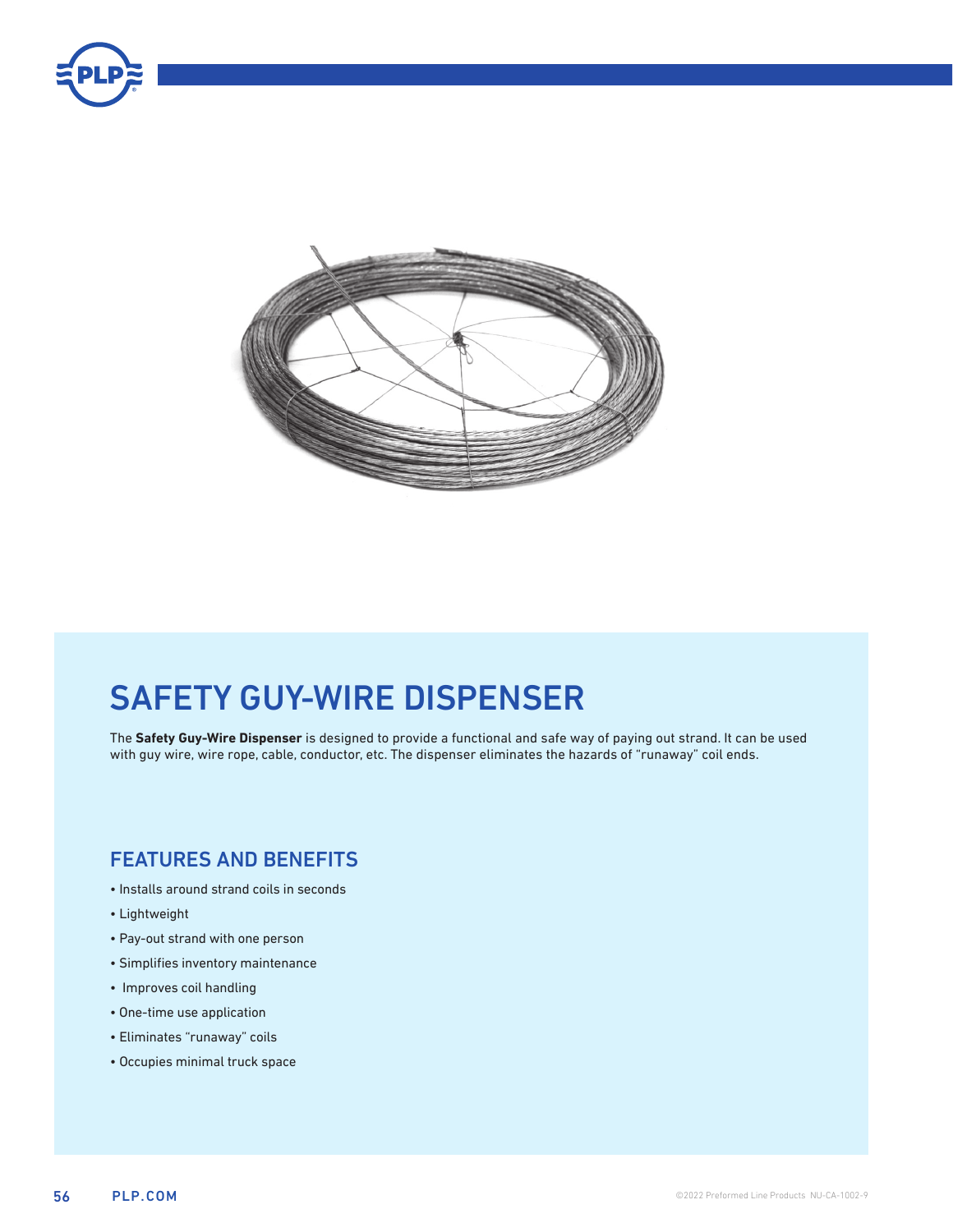# SAFETY GUY-WIRE DISPENSER

The **Safety Guy-Wire Dispenser** is designed to provide a functional and safe way of paying out strand. It can be used with guy wire, wire rope, cable, conductor, etc. The dispenser eliminates the hazards of "runaway" coil ends.

## FEATURES AND BENEFITS

- Installs around strand coils in seconds
- Lightweight
- Pay-out strand with one person
- Simplifies inventory maintenance
- Improves coil handling
- One-time use application
- Eliminates "runaway" coils
- Occupies minimal truck space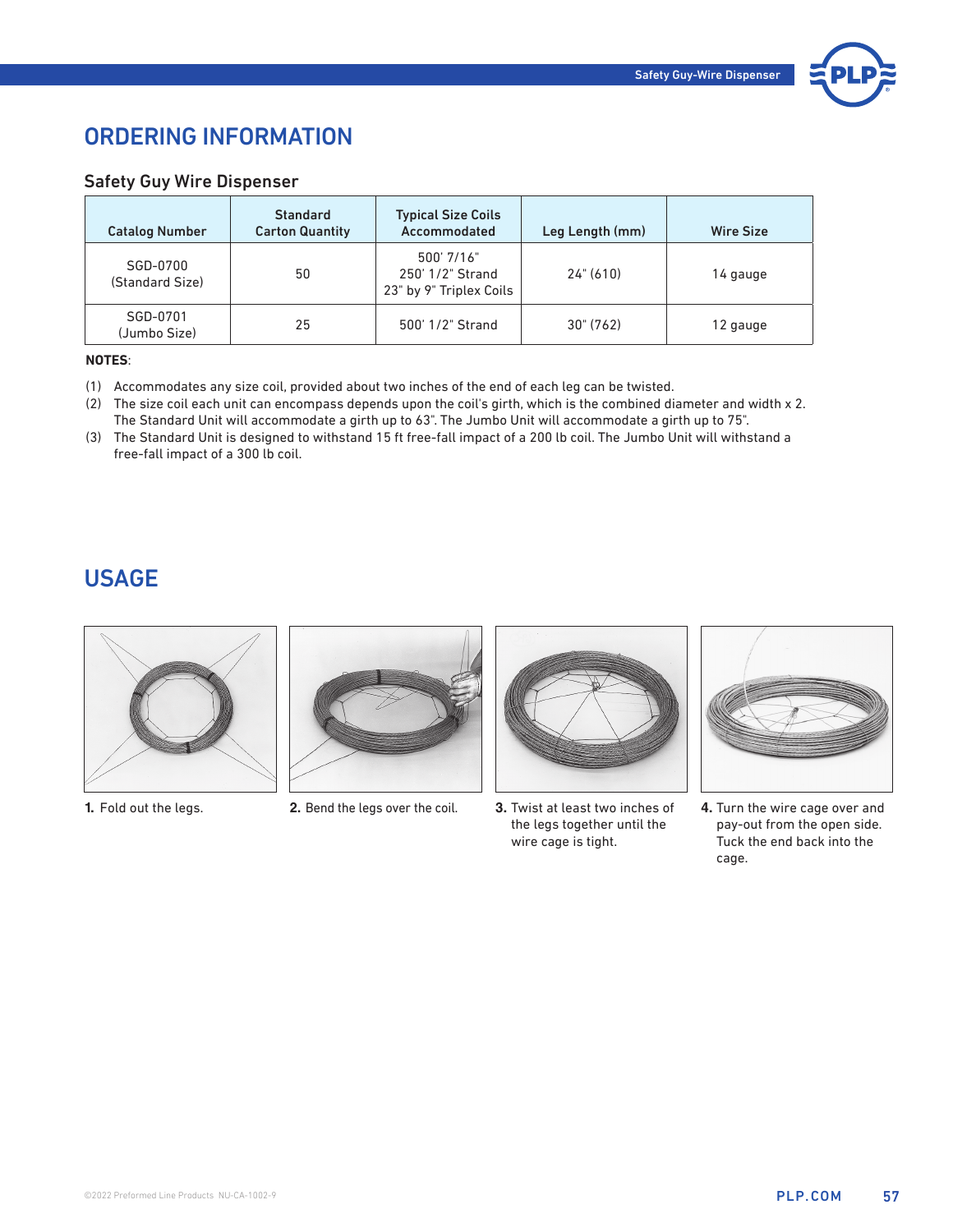# ORDERING INFORMATION

### Safety Guy Wire Dispenser

| Catalog Number | Standard Carton Quantity | Typical Size Coils Accommodated | Leg Length (mm) | Wire Size |
|---|---|---|---|---|
| SGD-0700 (Standard Size) | 50 | 500' 7/16" 250' 1/2" Strand 23" by 9" Triplex Coils | 24" (610) | 14 gauge |
| SGD-0701 (Jumbo Size) | 25 | 500' 1/2" Strand | 30" (762) | 12 gauge |

**NOTES**:

(1) Accommodates any size coil, provided about two inches of the end of each leg can be twisted.
(2) The size coil each unit can encompass depends upon the coil's girth, which is the combined diameter and width x 2. The Standard Unit will accommodate a girth up to 63". The Jumbo Unit will accommodate a girth up to 75".
(3) The Standard Unit is designed to withstand 15 ft free-fall impact of a 200 lb coil. The Jumbo Unit will withstand a free-fall impact of a 300 lb coil.

# USAGE

**1.** Fold out the legs.

**2.** Bend the legs over the coil.

**3.** Twist at least two inches of the legs together until the wire cage is tight.

**4.** Turn the wire cage over and pay-out from the open side. Tuck the end back into the cage.

©2022 Preformed Line Products NU-CA-1002-9